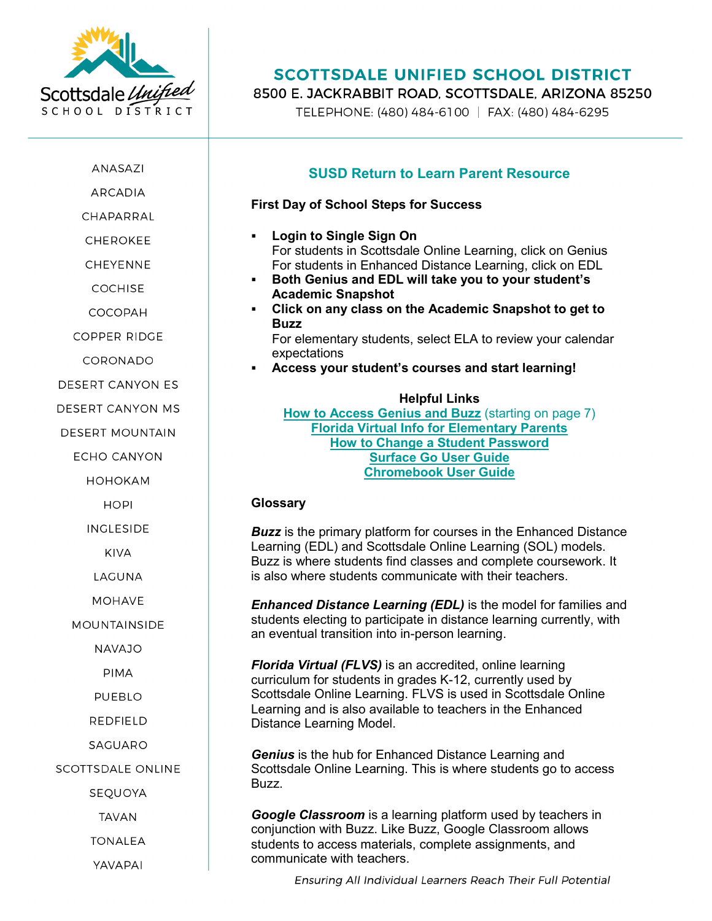# SCOTTSDALE UNIFIED SCHOOL DISTRICT

8500 E. JACKRABBIT ROAD, SCOTTSDALE, ARIZONA 85250

TELEPHONE: (480) 484-6100 | FAX: (480) 484-6295

ANASAZI
ARCADIA
CHAPARRAL
CHEROKEE
CHEYENNE
COCHISE
COCOPAH
COPPER RIDGE
CORONADO
DESERT CANYON ES
DESERT CANYON MS
DESERT MOUNTAIN
ECHO CANYON
HOHOKAM
HOPI
INGLESIDE
KIVA
LAGUNA
MOHAVE
MOUNTAINSIDE
NAVAJO
PIMA
PUEBLO
REDFIELD
SAGUARO
SCOTTSDALE ONLINE
SEQUOYA
TAVAN
TONALEA
YAVAPAI

## SUSD Return to Learn Parent Resource

### First Day of School Steps for Success

- **Login to Single Sign On**
  For students in Scottsdale Online Learning, click on Genius
  For students in Enhanced Distance Learning, click on EDL
- **Both Genius and EDL will take you to your student's Academic Snapshot**
- **Click on any class on the Academic Snapshot to get to Buzz**
  For elementary students, select ELA to review your calendar expectations
- **Access your student's courses and start learning!**

**Helpful Links**

How to Access Genius and Buzz (starting on page 7)
Florida Virtual Info for Elementary Parents
How to Change a Student Password
Surface Go User Guide
Chromebook User Guide

### Glossary

***Buzz*** is the primary platform for courses in the Enhanced Distance Learning (EDL) and Scottsdale Online Learning (SOL) models. Buzz is where students find classes and complete coursework. It is also where students communicate with their teachers.

***Enhanced Distance Learning (EDL)*** is the model for families and students electing to participate in distance learning currently, with an eventual transition into in-person learning.

***Florida Virtual (FLVS)*** is an accredited, online learning curriculum for students in grades K-12, currently used by Scottsdale Online Learning. FLVS is used in Scottsdale Online Learning and is also available to teachers in the Enhanced Distance Learning Model.

***Genius*** is the hub for Enhanced Distance Learning and Scottsdale Online Learning. This is where students go to access Buzz.

***Google Classroom*** is a learning platform used by teachers in conjunction with Buzz. Like Buzz, Google Classroom allows students to access materials, complete assignments, and communicate with teachers.

*Ensuring All Individual Learners Reach Their Full Potential*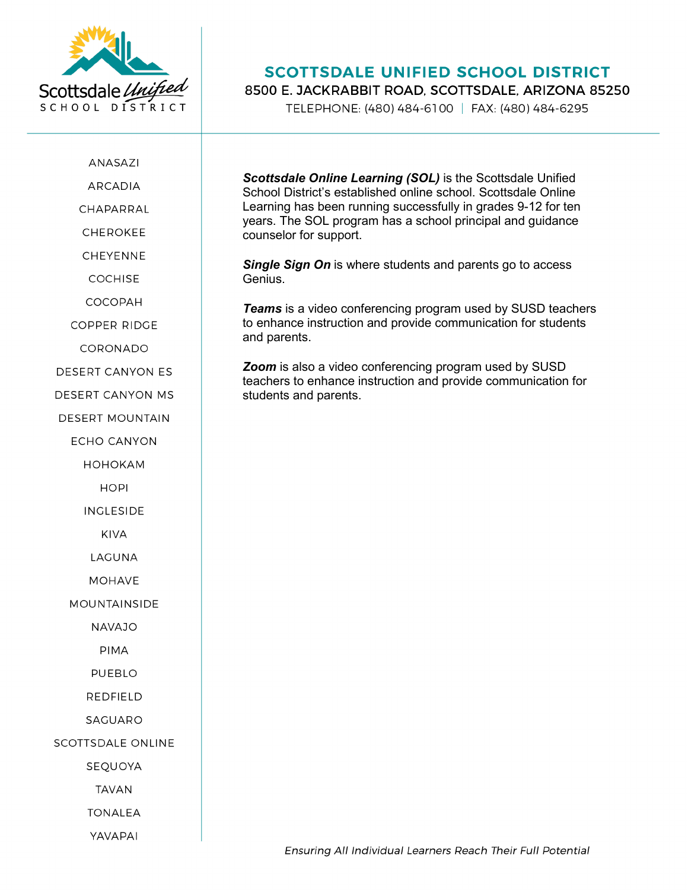# SCOTTSDALE UNIFIED SCHOOL DISTRICT

8500 E. JACKRABBIT ROAD, SCOTTSDALE, ARIZONA 85250

TELEPHONE: (480) 484-6100 | FAX: (480) 484-6295

ANASAZI
ARCADIA
CHAPARRAL
CHEROKEE
CHEYENNE
COCHISE
COCOPAH
COPPER RIDGE
CORONADO
DESERT CANYON ES
DESERT CANYON MS
DESERT MOUNTAIN
ECHO CANYON
HOHOKAM
HOPI
INGLESIDE
KIVA
LAGUNA
MOHAVE
MOUNTAINSIDE
NAVAJO
PIMA
PUEBLO
REDFIELD
SAGUARO
SCOTTSDALE ONLINE
SEQUOYA
TAVAN
TONALEA
YAVAPAI

***Scottsdale Online Learning (SOL)*** is the Scottsdale Unified School District's established online school. Scottsdale Online Learning has been running successfully in grades 9-12 for ten years. The SOL program has a school principal and guidance counselor for support.

***Single Sign On*** is where students and parents go to access Genius.

***Teams*** is a video conferencing program used by SUSD teachers to enhance instruction and provide communication for students and parents.

***Zoom*** is also a video conferencing program used by SUSD teachers to enhance instruction and provide communication for students and parents.

*Ensuring All Individual Learners Reach Their Full Potential*